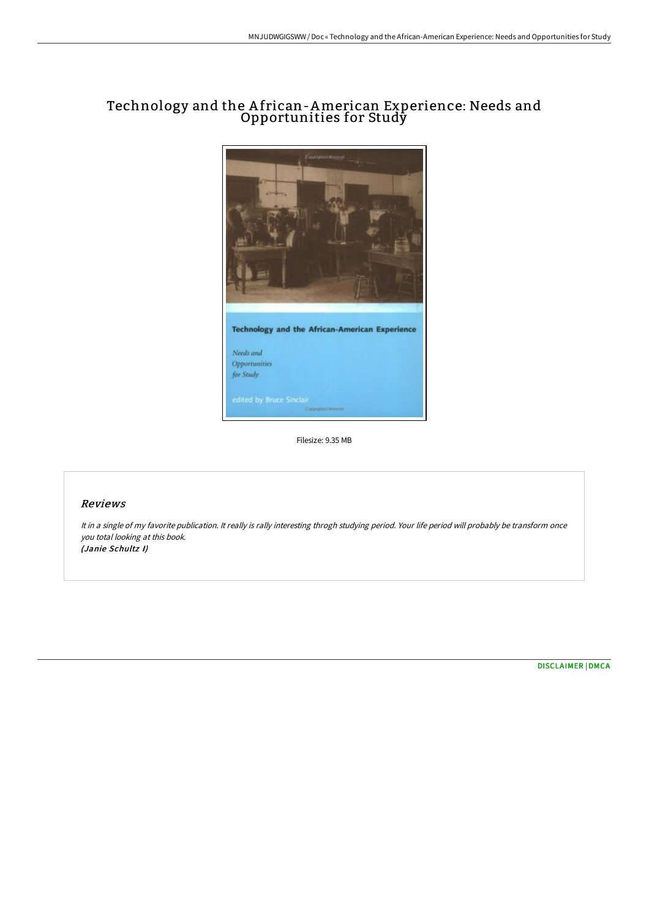# Technology and the African-American Experience: Needs and Opportunities for Study

Filesize: 9.35 MB

## Reviews

*It in a single of my favorite publication. It really is rally interesting throgh studying period. Your life period will probably be transform once you total looking at this book.*
***(Janie Schultz I)***

[DISCLAIMER](#) | [DMCA](#)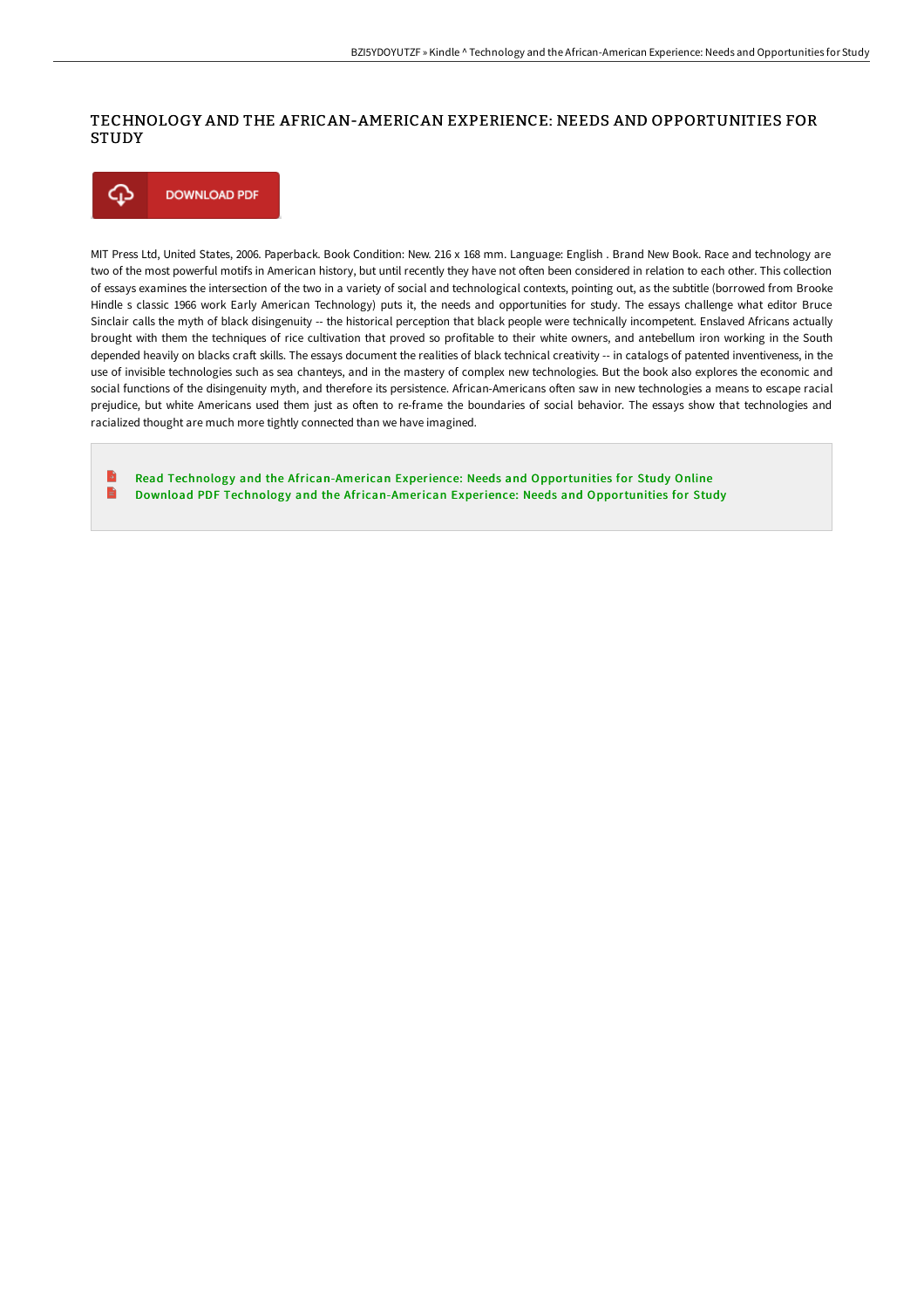# TECHNOLOGY AND THE AFRICAN-AMERICAN EXPERIENCE: NEEDS AND OPPORTUNITIES FOR STUDY

DOWNLOAD PDF

MIT Press Ltd, United States, 2006. Paperback. Book Condition: New. 216 x 168 mm. Language: English . Brand New Book. Race and technology are two of the most powerful motifs in American history, but until recently they have not often been considered in relation to each other. This collection of essays examines the intersection of the two in a variety of social and technological contexts, pointing out, as the subtitle (borrowed from Brooke Hindle s classic 1966 work Early American Technology) puts it, the needs and opportunities for study. The essays challenge what editor Bruce Sinclair calls the myth of black disingenuity -- the historical perception that black people were technically incompetent. Enslaved Africans actually brought with them the techniques of rice cultivation that proved so profitable to their white owners, and antebellum iron working in the South depended heavily on blacks craft skills. The essays document the realities of black technical creativity -- in catalogs of patented inventiveness, in the use of invisible technologies such as sea chanteys, and in the mastery of complex new technologies. But the book also explores the economic and social functions of the disingenuity myth, and therefore its persistence. African-Americans often saw in new technologies a means to escape racial prejudice, but white Americans used them just as often to re-frame the boundaries of social behavior. The essays show that technologies and racialized thought are much more tightly connected than we have imagined.

- Read Technology and the African-American Experience: Needs and Opportunities for Study Online
- Download PDF Technology and the African-American Experience: Needs and Opportunities for Study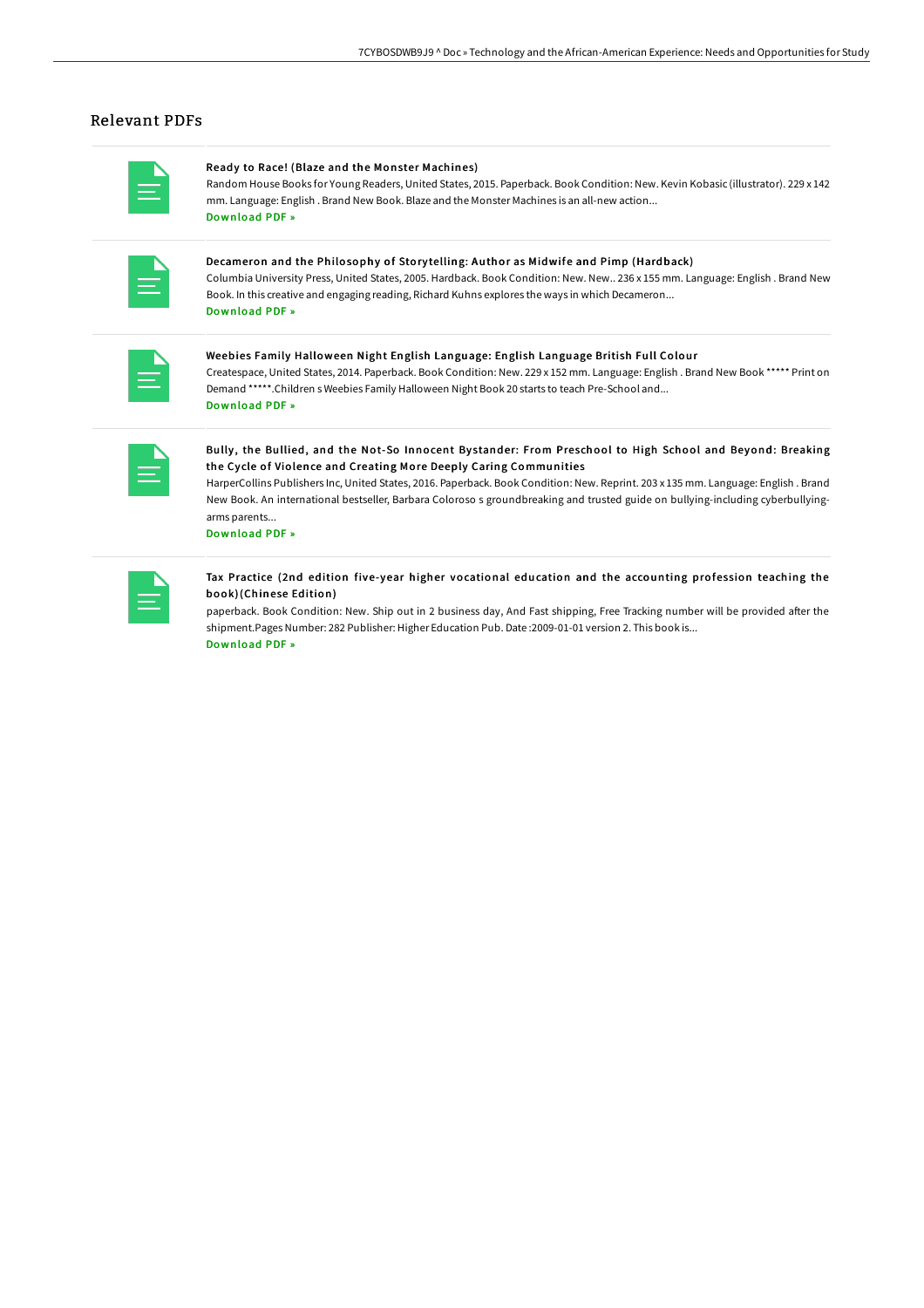## Relevant PDFs

### Ready to Race! (Blaze and the Monster Machines)

Random House Books for Young Readers, United States, 2015. Paperback. Book Condition: New. Kevin Kobasic (illustrator). 229 x 142 mm. Language: English . Brand New Book. Blaze and the Monster Machines is an all-new action...
Download PDF »

### Decameron and the Philosophy of Storytelling: Author as Midwife and Pimp (Hardback)

Columbia University Press, United States, 2005. Hardback. Book Condition: New. New.. 236 x 155 mm. Language: English . Brand New Book. In this creative and engaging reading, Richard Kuhns explores the ways in which Decameron...
Download PDF »

### Weebies Family Halloween Night English Language: English Language British Full Colour

Createspace, United States, 2014. Paperback. Book Condition: New. 229 x 152 mm. Language: English . Brand New Book ***** Print on Demand *****.Children s Weebies Family Halloween Night Book 20 starts to teach Pre-School and...
Download PDF »

### Bully, the Bullied, and the Not-So Innocent Bystander: From Preschool to High School and Beyond: Breaking the Cycle of Violence and Creating More Deeply Caring Communities

HarperCollins Publishers Inc, United States, 2016. Paperback. Book Condition: New. Reprint. 203 x 135 mm. Language: English . Brand New Book. An international bestseller, Barbara Coloroso s groundbreaking and trusted guide on bullying-including cyberbullying-arms parents...
Download PDF »

### Tax Practice (2nd edition five-year higher vocational education and the accounting profession teaching the book)(Chinese Edition)

paperback. Book Condition: New. Ship out in 2 business day, And Fast shipping, Free Tracking number will be provided after the shipment.Pages Number: 282 Publisher: Higher Education Pub. Date :2009-01-01 version 2. This book is...
Download PDF »